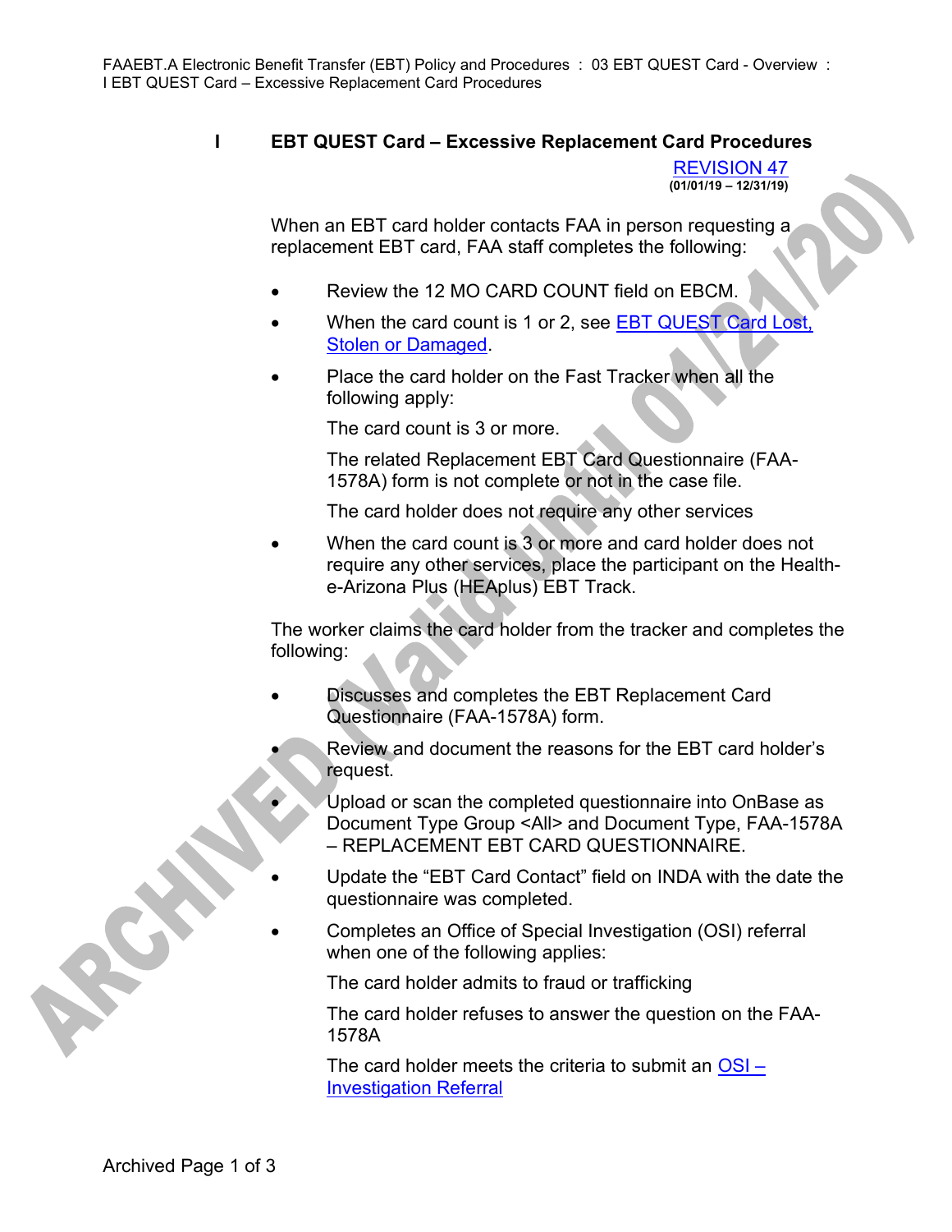# I EBT QUEST Card – Excessive Replacement Card Procedures

REVISION 47
**(01/01/19 – 12/31/19)**

When an EBT card holder contacts FAA in person requesting a replacement EBT card, FAA staff completes the following:

- Review the 12 MO CARD COUNT field on EBCM.
- When the card count is 1 or 2, see EBT QUEST Card Lost, Stolen or Damaged.
- Place the card holder on the Fast Tracker when all the following apply:

  The card count is 3 or more.

  The related Replacement EBT Card Questionnaire (FAA-1578A) form is not complete or not in the case file.

  The card holder does not require any other services

- When the card count is 3 or more and card holder does not require any other services, place the participant on the Health-e-Arizona Plus (HEAplus) EBT Track.

The worker claims the card holder from the tracker and completes the following:

- Discusses and completes the EBT Replacement Card Questionnaire (FAA-1578A) form.
- Review and document the reasons for the EBT card holder's request.
- Upload or scan the completed questionnaire into OnBase as Document Type Group <All> and Document Type, FAA-1578A – REPLACEMENT EBT CARD QUESTIONNAIRE.
- Update the "EBT Card Contact" field on INDA with the date the questionnaire was completed.
- Completes an Office of Special Investigation (OSI) referral when one of the following applies:

  The card holder admits to fraud or trafficking

  The card holder refuses to answer the question on the FAA-1578A

  The card holder meets the criteria to submit an OSI – Investigation Referral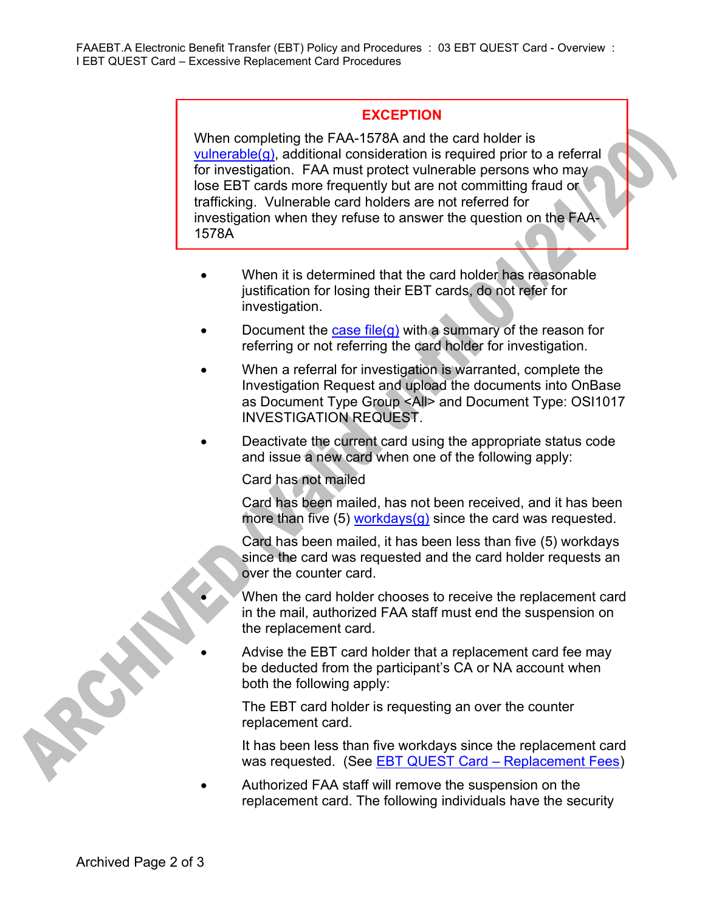**EXCEPTION**

When completing the FAA-1578A and the card holder is vulnerable(g), additional consideration is required prior to a referral for investigation. FAA must protect vulnerable persons who may lose EBT cards more frequently but are not committing fraud or trafficking. Vulnerable card holders are not referred for investigation when they refuse to answer the question on the FAA-1578A

- When it is determined that the card holder has reasonable justification for losing their EBT cards, do not refer for investigation.
- Document the case file(g) with a summary of the reason for referring or not referring the card holder for investigation.
- When a referral for investigation is warranted, complete the Investigation Request and upload the documents into OnBase as Document Type Group <All> and Document Type: OSI1017 INVESTIGATION REQUEST.
- Deactivate the current card using the appropriate status code and issue a new card when one of the following apply:

  Card has not mailed

  Card has been mailed, has not been received, and it has been more than five (5) workdays(g) since the card was requested.

  Card has been mailed, it has been less than five (5) workdays since the card was requested and the card holder requests an over the counter card.
- When the card holder chooses to receive the replacement card in the mail, authorized FAA staff must end the suspension on the replacement card.
- Advise the EBT card holder that a replacement card fee may be deducted from the participant's CA or NA account when both the following apply:

  The EBT card holder is requesting an over the counter replacement card.

  It has been less than five workdays since the replacement card was requested. (See EBT QUEST Card – Replacement Fees)
- Authorized FAA staff will remove the suspension on the replacement card. The following individuals have the security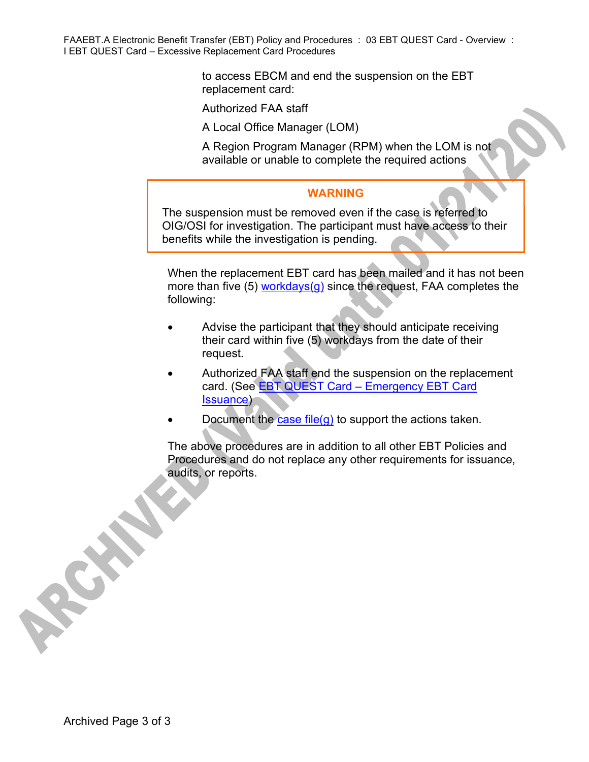to access EBCM and end the suspension on the EBT replacement card:

Authorized FAA staff

A Local Office Manager (LOM)

A Region Program Manager (RPM) when the LOM is not available or unable to complete the required actions

> **WARNING**
>
> The suspension must be removed even if the case is referred to OIG/OSI for investigation. The participant must have access to their benefits while the investigation is pending.

When the replacement EBT card has been mailed and it has not been more than five (5) workdays(g) since the request, FAA completes the following:

- Advise the participant that they should anticipate receiving their card within five (5) workdays from the date of their request.
- Authorized FAA staff end the suspension on the replacement card. (See EBT QUEST Card – Emergency EBT Card Issuance)
- Document the case file(g) to support the actions taken.

The above procedures are in addition to all other EBT Policies and Procedures and do not replace any other requirements for issuance, audits, or reports.